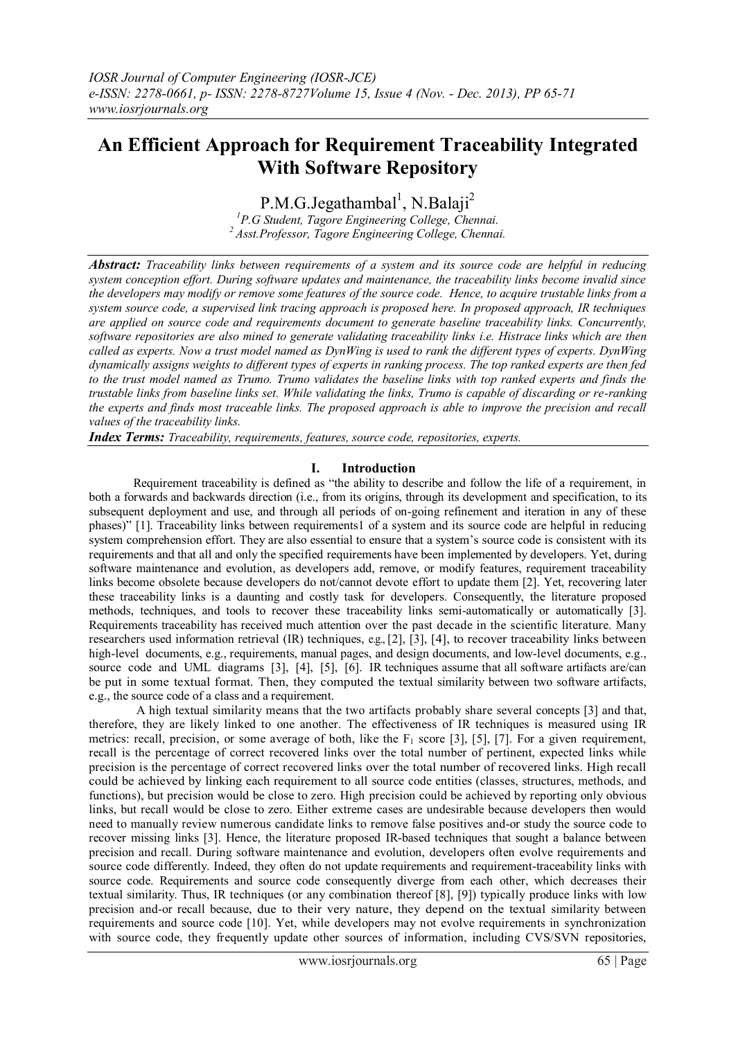# An Efficient Approach for Requirement Traceability Integrated With Software Repository

P.M.G.Jegathambal[1], N.Balaji[2]

[1]*P.G Student, Tagore Engineering College, Chennai.*
[2]*Asst.Professor, Tagore Engineering College, Chennai.*

***Abstract:*** *Traceability links between requirements of a system and its source code are helpful in reducing system conception effort. During software updates and maintenance, the traceability links become invalid since the developers may modify or remove some features of the source code. Hence, to acquire trustable links from a system source code, a supervised link tracing approach is proposed here. In proposed approach, IR techniques are applied on source code and requirements document to generate baseline traceability links. Concurrently, software repositories are also mined to generate validating traceability links i.e. Histrace links which are then called as experts. Now a trust model named as DynWing is used to rank the different types of experts. DynWing dynamically assigns weights to different types of experts in ranking process. The top ranked experts are then fed to the trust model named as Trumo. Trumo validates the baseline links with top ranked experts and finds the trustable links from baseline links set. While validating the links, Trumo is capable of discarding or re-ranking the experts and finds most traceable links. The proposed approach is able to improve the precision and recall values of the traceability links.*

***Index Terms:*** *Traceability, requirements, features, source code, repositories, experts.*

## I. Introduction

Requirement traceability is defined as "the ability to describe and follow the life of a requirement, in both a forwards and backwards direction (i.e., from its origins, through its development and specification, to its subsequent deployment and use, and through all periods of on-going refinement and iteration in any of these phases)" [1]. Traceability links between requirements1 of a system and its source code are helpful in reducing system comprehension effort. They are also essential to ensure that a system's source code is consistent with its requirements and that all and only the specified requirements have been implemented by developers. Yet, during software maintenance and evolution, as developers add, remove, or modify features, requirement traceability links become obsolete because developers do not/cannot devote effort to update them [2]. Yet, recovering later these traceability links is a daunting and costly task for developers. Consequently, the literature proposed methods, techniques, and tools to recover these traceability links semi-automatically or automatically [3]. Requirements traceability has received much attention over the past decade in the scientific literature. Many researchers used information retrieval (IR) techniques, e.g., [2], [3], [4], to recover traceability links between high-level documents, e.g., requirements, manual pages, and design documents, and low-level documents, e.g., source code and UML diagrams [3], [4], [5], [6]. IR techniques assume that all software artifacts are/can be put in some textual format. Then, they computed the textual similarity between two software artifacts, e.g., the source code of a class and a requirement.

A high textual similarity means that the two artifacts probably share several concepts [3] and that, therefore, they are likely linked to one another. The effectiveness of IR techniques is measured using IR metrics: recall, precision, or some average of both, like the $F_1$ score [3], [5], [7]. For a given requirement, recall is the percentage of correct recovered links over the total number of pertinent, expected links while precision is the percentage of correct recovered links over the total number of recovered links. High recall could be achieved by linking each requirement to all source code entities (classes, structures, methods, and functions), but precision would be close to zero. High precision could be achieved by reporting only obvious links, but recall would be close to zero. Either extreme cases are undesirable because developers then would need to manually review numerous candidate links to remove false positives and-or study the source code to recover missing links [3]. Hence, the literature proposed IR-based techniques that sought a balance between precision and recall. During software maintenance and evolution, developers often evolve requirements and source code differently. Indeed, they often do not update requirements and requirement-traceability links with source code. Requirements and source code consequently diverge from each other, which decreases their textual similarity. Thus, IR techniques (or any combination thereof [8], [9]) typically produce links with low precision and-or recall because, due to their very nature, they depend on the textual similarity between requirements and source code [10]. Yet, while developers may not evolve requirements in synchronization with source code, they frequently update other sources of information, including CVS/SVN repositories,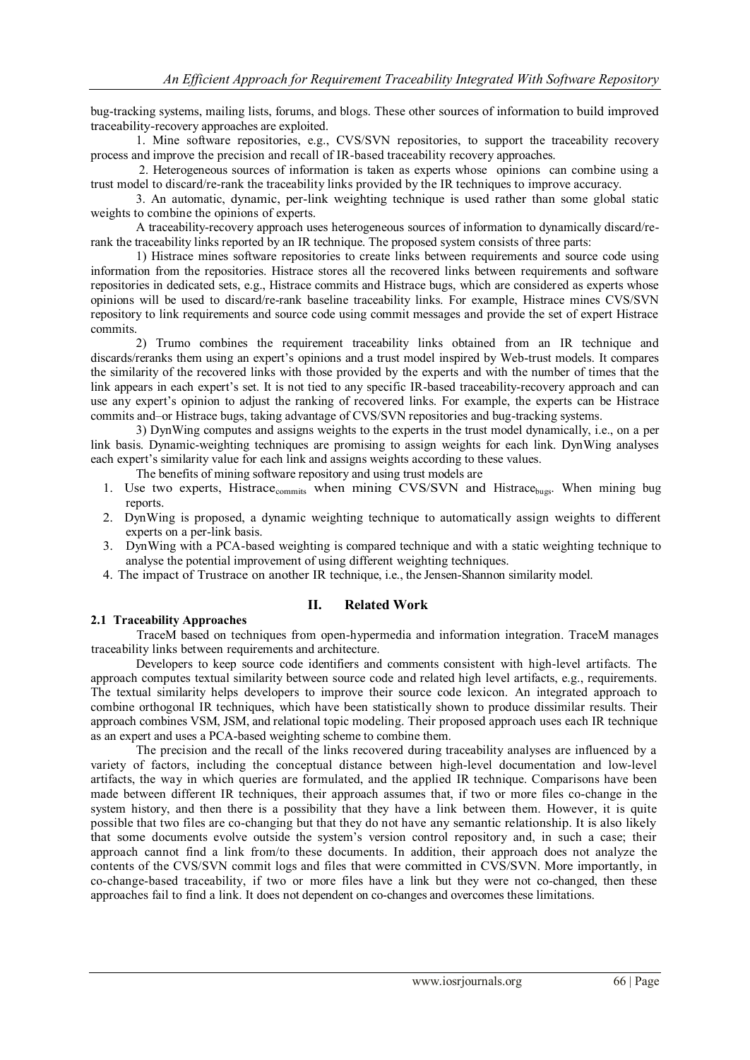bug-tracking systems, mailing lists, forums, and blogs. These other sources of information to build improved traceability-recovery approaches are exploited.

1. Mine software repositories, e.g., CVS/SVN repositories, to support the traceability recovery process and improve the precision and recall of IR-based traceability recovery approaches.

2. Heterogeneous sources of information is taken as experts whose opinions can combine using a trust model to discard/re-rank the traceability links provided by the IR techniques to improve accuracy.

3. An automatic, dynamic, per-link weighting technique is used rather than some global static weights to combine the opinions of experts.

A traceability-recovery approach uses heterogeneous sources of information to dynamically discard/re-rank the traceability links reported by an IR technique. The proposed system consists of three parts:

1) Histrace mines software repositories to create links between requirements and source code using information from the repositories. Histrace stores all the recovered links between requirements and software repositories in dedicated sets, e.g., Histrace commits and Histrace bugs, which are considered as experts whose opinions will be used to discard/re-rank baseline traceability links. For example, Histrace mines CVS/SVN repository to link requirements and source code using commit messages and provide the set of expert Histrace commits.

2) Trumo combines the requirement traceability links obtained from an IR technique and discards/reranks them using an expert's opinions and a trust model inspired by Web-trust models. It compares the similarity of the recovered links with those provided by the experts and with the number of times that the link appears in each expert's set. It is not tied to any specific IR-based traceability-recovery approach and can use any expert's opinion to adjust the ranking of recovered links. For example, the experts can be Histrace commits and–or Histrace bugs, taking advantage of CVS/SVN repositories and bug-tracking systems.

3) DynWing computes and assigns weights to the experts in the trust model dynamically, i.e., on a per link basis. Dynamic-weighting techniques are promising to assign weights for each link. DynWing analyses each expert's similarity value for each link and assigns weights according to these values.

The benefits of mining software repository and using trust models are

1. Use two experts, $\text{Histrace}_{\text{commits}}$ when mining CVS/SVN and $\text{Histrace}_{\text{bugs}}$. When mining bug reports.
2. DynWing is proposed, a dynamic weighting technique to automatically assign weights to different experts on a per-link basis.
3. DynWing with a PCA-based weighting is compared technique and with a static weighting technique to analyse the potential improvement of using different weighting techniques.
4. The impact of Trustrace on another IR technique, i.e., the Jensen-Shannon similarity model.

## II. Related Work

### 2.1 Traceability Approaches

TraceM based on techniques from open-hypermedia and information integration. TraceM manages traceability links between requirements and architecture.

Developers to keep source code identifiers and comments consistent with high-level artifacts. The approach computes textual similarity between source code and related high level artifacts, e.g., requirements. The textual similarity helps developers to improve their source code lexicon. An integrated approach to combine orthogonal IR techniques, which have been statistically shown to produce dissimilar results. Their approach combines VSM, JSM, and relational topic modeling. Their proposed approach uses each IR technique as an expert and uses a PCA-based weighting scheme to combine them.

The precision and the recall of the links recovered during traceability analyses are influenced by a variety of factors, including the conceptual distance between high-level documentation and low-level artifacts, the way in which queries are formulated, and the applied IR technique. Comparisons have been made between different IR techniques, their approach assumes that, if two or more files co-change in the system history, and then there is a possibility that they have a link between them. However, it is quite possible that two files are co-changing but that they do not have any semantic relationship. It is also likely that some documents evolve outside the system's version control repository and, in such a case; their approach cannot find a link from/to these documents. In addition, their approach does not analyze the contents of the CVS/SVN commit logs and files that were committed in CVS/SVN. More importantly, in co-change-based traceability, if two or more files have a link but they were not co-changed, then these approaches fail to find a link. It does not dependent on co-changes and overcomes these limitations.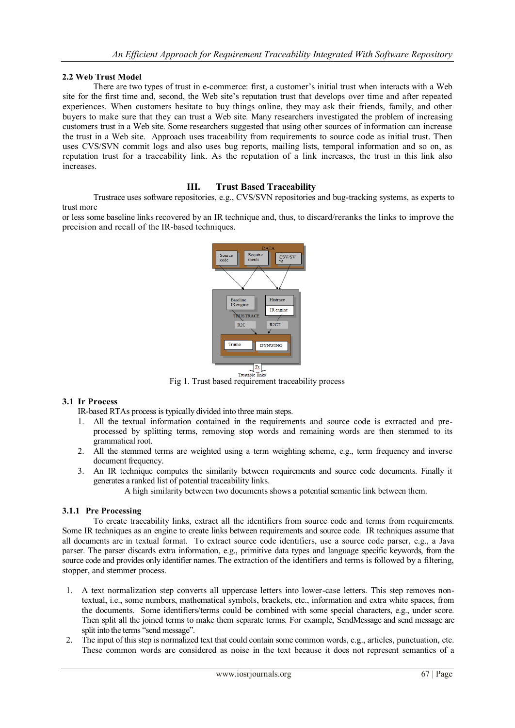## 2.2 Web Trust Model

There are two types of trust in e-commerce: first, a customer's initial trust when interacts with a Web site for the first time and, second, the Web site's reputation trust that develops over time and after repeated experiences. When customers hesitate to buy things online, they may ask their friends, family, and other buyers to make sure that they can trust a Web site. Many researchers investigated the problem of increasing customers trust in a Web site. Some researchers suggested that using other sources of information can increase the trust in a Web site. Approach uses traceability from requirements to source code as initial trust. Then uses CVS/SVN commit logs and also uses bug reports, mailing lists, temporal information and so on, as reputation trust for a traceability link. As the reputation of a link increases, the trust in this link also increases.

# III. Trust Based Traceability

Trustrace uses software repositories, e.g., CVS/SVN repositories and bug-tracking systems, as experts to trust more
or less some baseline links recovered by an IR technique and, thus, to discard/reranks the links to improve the precision and recall of the IR-based techniques.

Fig 1. Trust based requirement traceability process

## 3.1 Ir Process

IR-based RTAs process is typically divided into three main steps.

1. All the textual information contained in the requirements and source code is extracted and pre-processed by splitting terms, removing stop words and remaining words are then stemmed to its grammatical root.
2. All the stemmed terms are weighted using a term weighting scheme, e.g., term frequency and inverse document frequency.
3. An IR technique computes the similarity between requirements and source code documents. Finally it generates a ranked list of potential traceability links.

A high similarity between two documents shows a potential semantic link between them.

### 3.1.1 Pre Processing

To create traceability links, extract all the identifiers from source code and terms from requirements. Some IR techniques as an engine to create links between requirements and source code. IR techniques assume that all documents are in textual format. To extract source code identifiers, use a source code parser, e.g., a Java parser. The parser discards extra information, e.g., primitive data types and language specific keywords, from the source code and provides only identifier names. The extraction of the identifiers and terms is followed by a filtering, stopper, and stemmer process.

1. A text normalization step converts all uppercase letters into lower-case letters. This step removes non-textual, i.e., some numbers, mathematical symbols, brackets, etc., information and extra white spaces, from the documents. Some identifiers/terms could be combined with some special characters, e.g., under score. Then split all the joined terms to make them separate terms. For example, SendMessage and send message are split into the terms "send message".
2. The input of this step is normalized text that could contain some common words, e.g., articles, punctuation, etc. These common words are considered as noise in the text because it does not represent semantics of a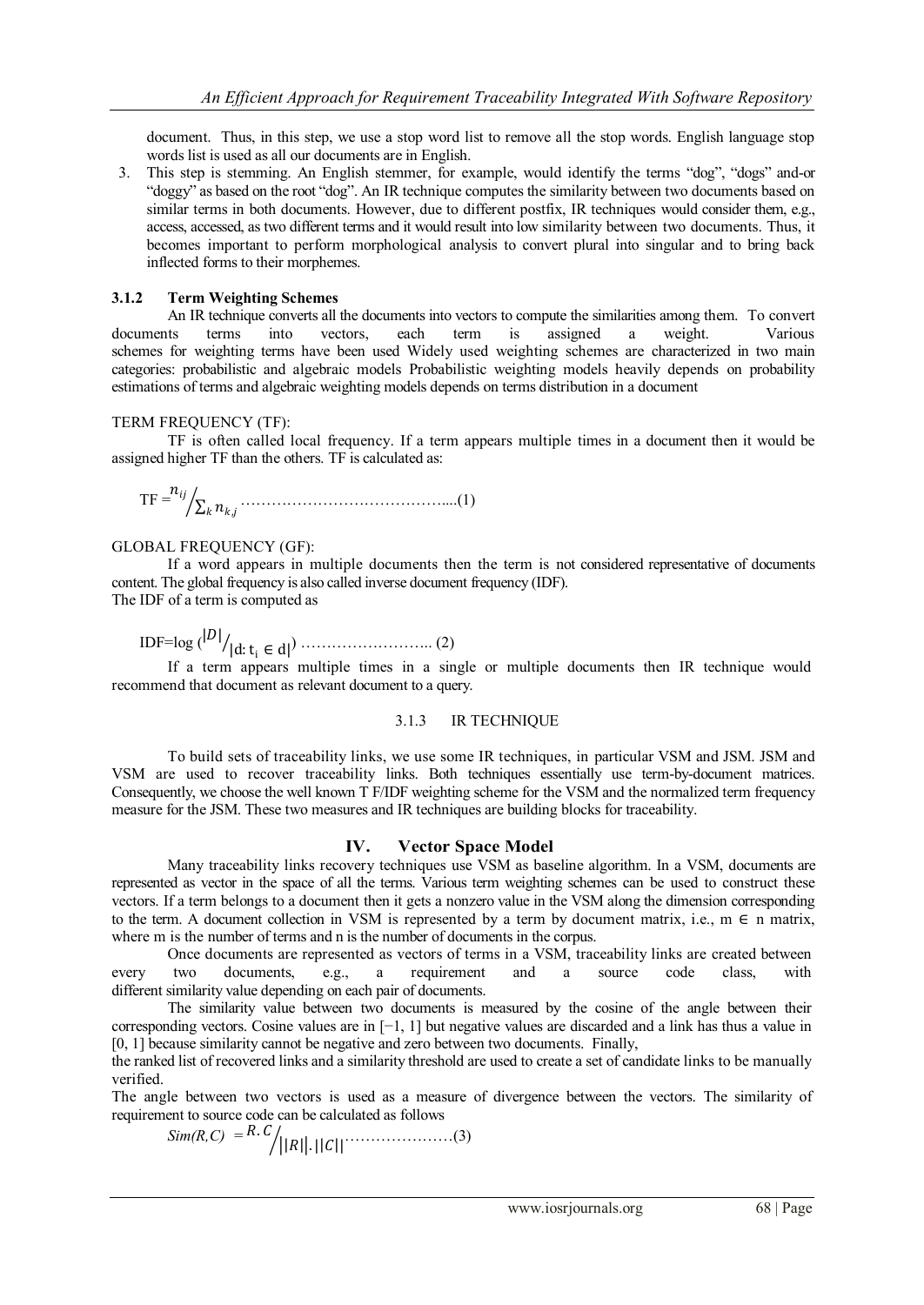document. Thus, in this step, we use a stop word list to remove all the stop words. English language stop words list is used as all our documents are in English.

3. This step is stemming. An English stemmer, for example, would identify the terms "dog", "dogs" and-or "doggy" as based on the root "dog". An IR technique computes the similarity between two documents based on similar terms in both documents. However, due to different postfix, IR techniques would consider them, e.g., access, accessed, as two different terms and it would result into low similarity between two documents. Thus, it becomes important to perform morphological analysis to convert plural into singular and to bring back inflected forms to their morphemes.

### 3.1.2 Term Weighting Schemes

An IR technique converts all the documents into vectors to compute the similarities among them. To convert documents terms into vectors, each term is assigned a weight. Various schemes for weighting terms have been used Widely used weighting schemes are characterized in two main categories: probabilistic and algebraic models Probabilistic weighting models heavily depends on probability estimations of terms and algebraic weighting models depends on terms distribution in a document

TERM FREQUENCY (TF):

TF is often called local frequency. If a term appears multiple times in a document then it would be assigned higher TF than the others. TF is calculated as:

$$\text{TF} = {n_{ij}} / {\sum_k n_{k,j}} \quad \ldots\ldots\ldots\ldots\ldots\ldots\ldots\ldots\ldots\ldots\ldots\ldots....(1)$$

GLOBAL FREQUENCY (GF):

If a word appears in multiple documents then the term is not considered representative of documents content. The global frequency is also called inverse document frequency (IDF).

The IDF of a term is computed as

$$\text{IDF} = \log\left( {|D|} / {|d: t_i \in d|} \right) \quad \ldots\ldots\ldots\ldots\ldots\ldots\ldots..\ (2)$$

If a term appears multiple times in a single or multiple documents then IR technique would recommend that document as relevant document to a query.

### 3.1.3 IR TECHNIQUE

To build sets of traceability links, we use some IR techniques, in particular VSM and JSM. JSM and VSM are used to recover traceability links. Both techniques essentially use term-by-document matrices. Consequently, we choose the well known T F/IDF weighting scheme for the VSM and the normalized term frequency measure for the JSM. These two measures and IR techniques are building blocks for traceability.

## IV. Vector Space Model

Many traceability links recovery techniques use VSM as baseline algorithm. In a VSM, documents are represented as vector in the space of all the terms. Various term weighting schemes can be used to construct these vectors. If a term belongs to a document then it gets a nonzero value in the VSM along the dimension corresponding to the term. A document collection in VSM is represented by a term by document matrix, i.e., m ∈ n matrix, where m is the number of terms and n is the number of documents in the corpus.

Once documents are represented as vectors of terms in a VSM, traceability links are created between every two documents, e.g., a requirement and a source code class, with different similarity value depending on each pair of documents.

The similarity value between two documents is measured by the cosine of the angle between their corresponding vectors. Cosine values are in [−1, 1] but negative values are discarded and a link has thus a value in [0, 1] because similarity cannot be negative and zero between two documents. Finally,

the ranked list of recovered links and a similarity threshold are used to create a set of candidate links to be manually verified.

The angle between two vectors is used as a measure of divergence between the vectors. The similarity of requirement to source code can be calculated as follows

$$Sim(R,C) = {R.C} / {||R||.||C||} \quad \ldots\ldots\ldots\ldots\ldots\ldots\ldots(3)$$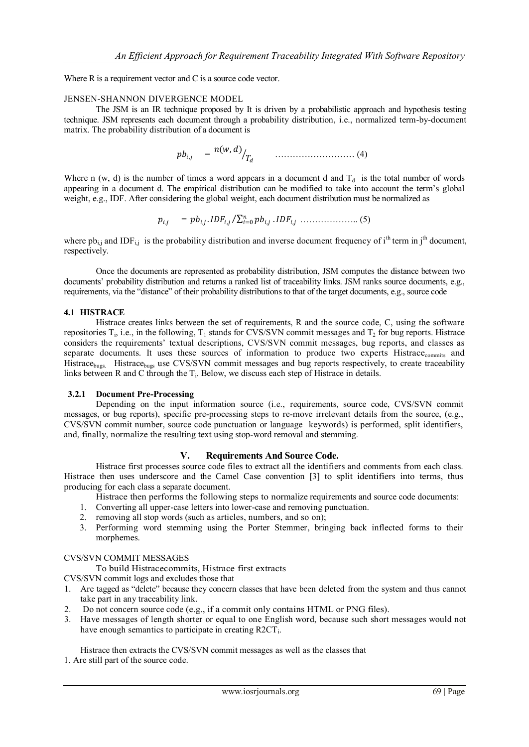Where R is a requirement vector and C is a source code vector.

JENSEN-SHANNON DIVERGENCE MODEL

The JSM is an IR technique proposed by It is driven by a probabilistic approach and hypothesis testing technique. JSM represents each document through a probability distribution, i.e., normalized term-by-document matrix. The probability distribution of a document is

$$pb_{i,j} = {n(w,d)}/{T_d} \quad \text{………………………} (4)$$

Where n (w, d) is the number of times a word appears in a document d and $T_d$ is the total number of words appearing in a document d. The empirical distribution can be modified to take into account the term's global weight, e.g., IDF. After considering the global weight, each document distribution must be normalized as

$$p_{i,j} = pb_{i,j}.IDF_{i,j} / \sum_{i=0}^{n} pb_{i,j}.IDF_{i,j} \quad \text{……………….. } (5)$$

where $pb_{i,j}$ and $IDF_{i,j}$ is the probability distribution and inverse document frequency of $i^{th}$ term in $j^{th}$ document, respectively.

Once the documents are represented as probability distribution, JSM computes the distance between two documents' probability distribution and returns a ranked list of traceability links. JSM ranks source documents, e.g., requirements, via the "distance" of their probability distributions to that of the target documents, e.g., source code

### 4.1 HISTRACE

Histrace creates links between the set of requirements, R and the source code, C, using the software repositories $T_i$, i.e., in the following, $T_1$ stands for CVS/SVN commit messages and $T_2$ for bug reports. Histrace considers the requirements' textual descriptions, CVS/SVN commit messages, bug reports, and classes as separate documents. It uses these sources of information to produce two experts $\text{Histrace}_{\text{commits}}$ and $\text{Histrace}_{\text{bugs.}}$ $\text{Histrace}_{\text{bugs}}$ use CVS/SVN commit messages and bug reports respectively, to create traceability links between R and C through the $T_i$. Below, we discuss each step of Histrace in details.

#### 3.2.1 Document Pre-Processing

Depending on the input information source (i.e., requirements, source code, CVS/SVN commit messages, or bug reports), specific pre-processing steps to re-move irrelevant details from the source, (e.g., CVS/SVN commit number, source code punctuation or language keywords) is performed, split identifiers, and, finally, normalize the resulting text using stop-word removal and stemming.

## V. Requirements And Source Code.

Histrace first processes source code files to extract all the identifiers and comments from each class. Histrace then uses underscore and the Camel Case convention [3] to split identifiers into terms, thus producing for each class a separate document.

Histrace then performs the following steps to normalize requirements and source code documents:

1. Converting all upper-case letters into lower-case and removing punctuation.
2. removing all stop words (such as articles, numbers, and so on);
3. Performing word stemming using the Porter Stemmer, bringing back inflected forms to their morphemes.

CVS/SVN COMMIT MESSAGES

To build Histracecommits, Histrace first extracts CVS/SVN commit logs and excludes those that

1. Are tagged as "delete" because they concern classes that have been deleted from the system and thus cannot take part in any traceability link.
2. Do not concern source code (e.g., if a commit only contains HTML or PNG files).
3. Have messages of length shorter or equal to one English word, because such short messages would not have enough semantics to participate in creating $R2CT_i$.

Histrace then extracts the CVS/SVN commit messages as well as the classes that

1. Are still part of the source code.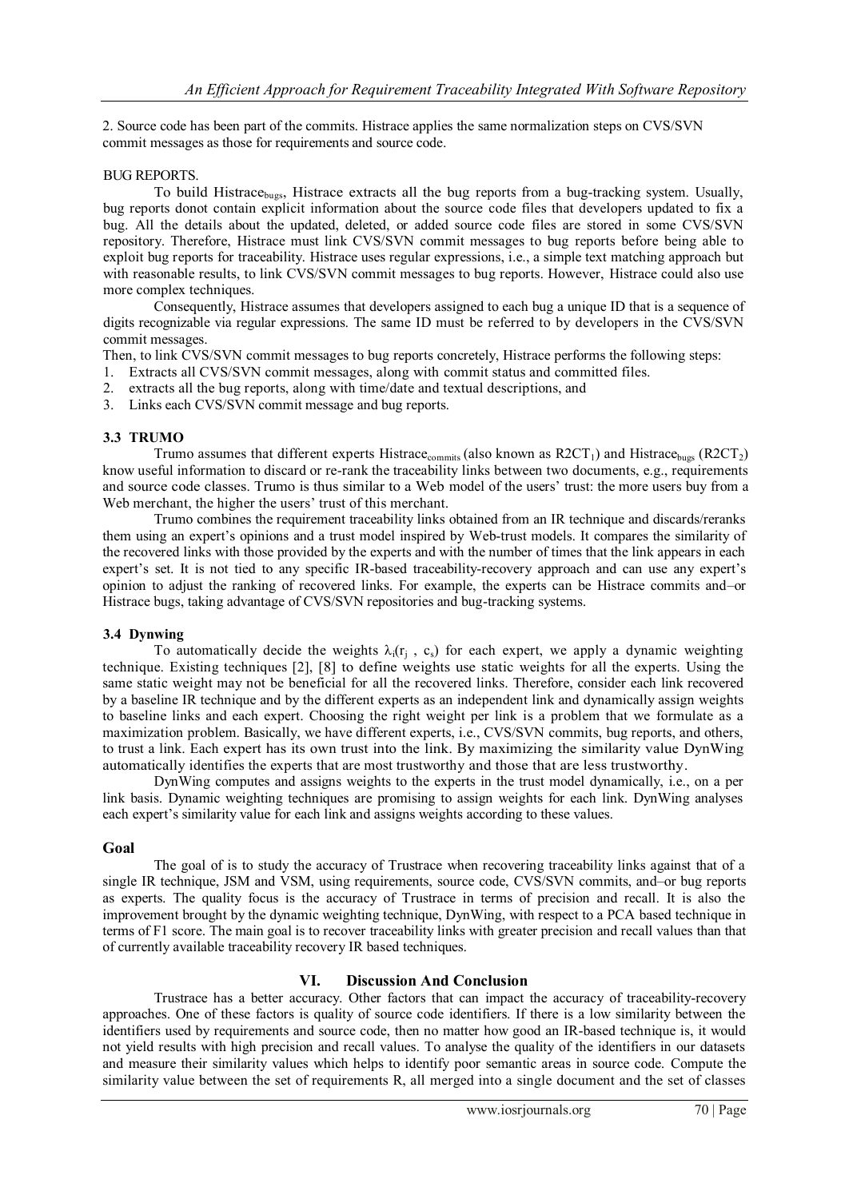2. Source code has been part of the commits. Histrace applies the same normalization steps on CVS/SVN commit messages as those for requirements and source code.

BUG REPORTS.

To build $\text{Histrace}_{\text{bugs}}$, Histrace extracts all the bug reports from a bug-tracking system. Usually, bug reports donot contain explicit information about the source code files that developers updated to fix a bug. All the details about the updated, deleted, or added source code files are stored in some CVS/SVN repository. Therefore, Histrace must link CVS/SVN commit messages to bug reports before being able to exploit bug reports for traceability. Histrace uses regular expressions, i.e., a simple text matching approach but with reasonable results, to link CVS/SVN commit messages to bug reports. However, Histrace could also use more complex techniques.

Consequently, Histrace assumes that developers assigned to each bug a unique ID that is a sequence of digits recognizable via regular expressions. The same ID must be referred to by developers in the CVS/SVN commit messages.

Then, to link CVS/SVN commit messages to bug reports concretely, Histrace performs the following steps:

1. Extracts all CVS/SVN commit messages, along with commit status and committed files.
2. extracts all the bug reports, along with time/date and textual descriptions, and
3. Links each CVS/SVN commit message and bug reports.

### 3.3 TRUMO

Trumo assumes that different experts $\text{Histrace}_{\text{commits}}$ (also known as $R2CT_1$) and $\text{Histrace}_{\text{bugs}}$ ($R2CT_2$) know useful information to discard or re-rank the traceability links between two documents, e.g., requirements and source code classes. Trumo is thus similar to a Web model of the users' trust: the more users buy from a Web merchant, the higher the users' trust of this merchant.

Trumo combines the requirement traceability links obtained from an IR technique and discards/reranks them using an expert's opinions and a trust model inspired by Web-trust models. It compares the similarity of the recovered links with those provided by the experts and with the number of times that the link appears in each expert's set. It is not tied to any specific IR-based traceability-recovery approach and can use any expert's opinion to adjust the ranking of recovered links. For example, the experts can be Histrace commits and–or Histrace bugs, taking advantage of CVS/SVN repositories and bug-tracking systems.

### 3.4 Dynwing

To automatically decide the weights $\lambda_i(r_j , c_s)$ for each expert, we apply a dynamic weighting technique. Existing techniques [2], [8] to define weights use static weights for all the experts. Using the same static weight may not be beneficial for all the recovered links. Therefore, consider each link recovered by a baseline IR technique and by the different experts as an independent link and dynamically assign weights to baseline links and each expert. Choosing the right weight per link is a problem that we formulate as a maximization problem. Basically, we have different experts, i.e., CVS/SVN commits, bug reports, and others, to trust a link. Each expert has its own trust into the link. By maximizing the similarity value DynWing automatically identifies the experts that are most trustworthy and those that are less trustworthy.

DynWing computes and assigns weights to the experts in the trust model dynamically, i.e., on a per link basis. Dynamic weighting techniques are promising to assign weights for each link. DynWing analyses each expert's similarity value for each link and assigns weights according to these values.

### Goal

The goal of is to study the accuracy of Trustrace when recovering traceability links against that of a single IR technique, JSM and VSM, using requirements, source code, CVS/SVN commits, and–or bug reports as experts. The quality focus is the accuracy of Trustrace in terms of precision and recall. It is also the improvement brought by the dynamic weighting technique, DynWing, with respect to a PCA based technique in terms of F1 score. The main goal is to recover traceability links with greater precision and recall values than that of currently available traceability recovery IR based techniques.

## VI. Discussion And Conclusion

Trustrace has a better accuracy. Other factors that can impact the accuracy of traceability-recovery approaches. One of these factors is quality of source code identifiers. If there is a low similarity between the identifiers used by requirements and source code, then no matter how good an IR-based technique is, it would not yield results with high precision and recall values. To analyse the quality of the identifiers in our datasets and measure their similarity values which helps to identify poor semantic areas in source code. Compute the similarity value between the set of requirements R, all merged into a single document and the set of classes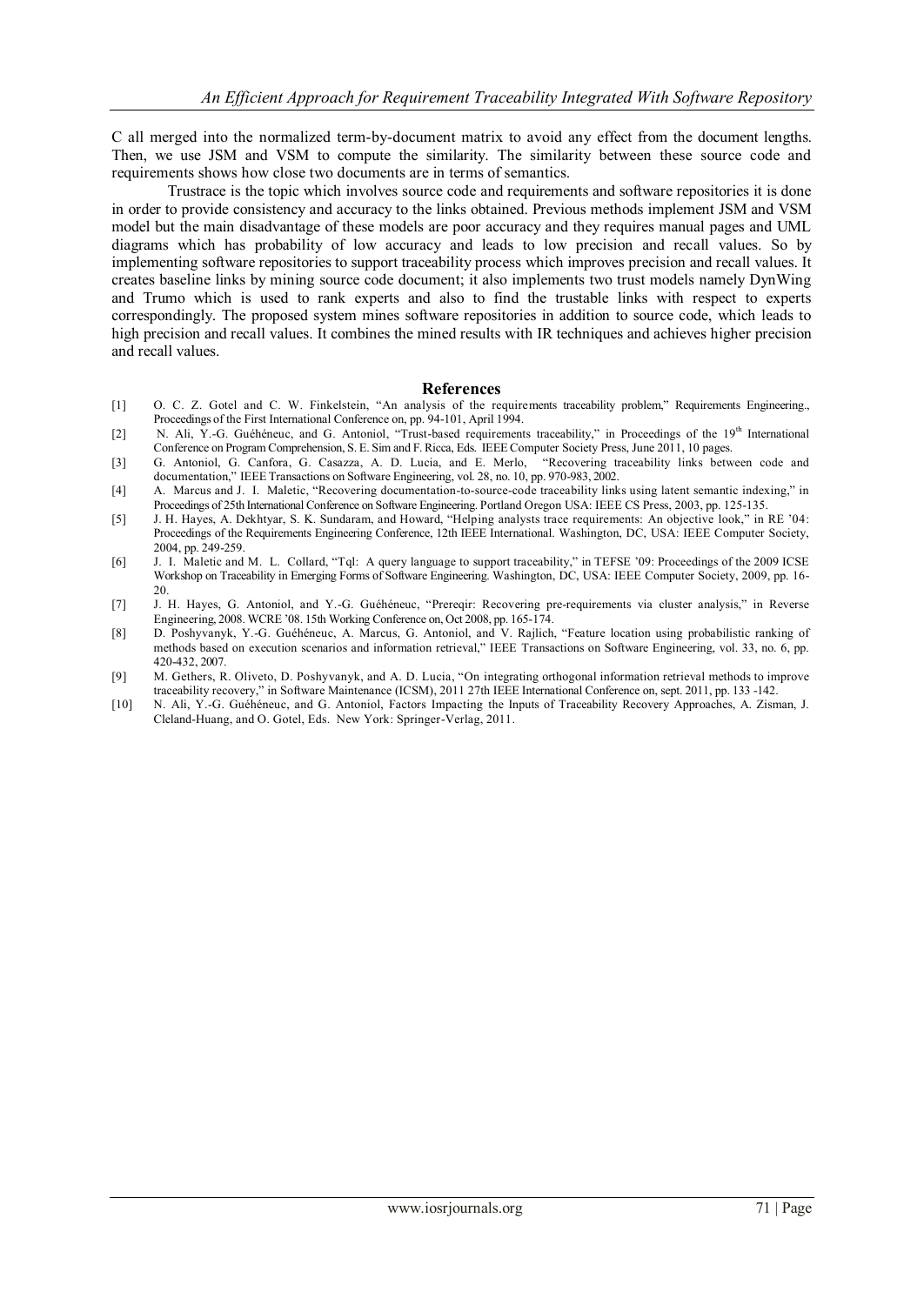C all merged into the normalized term-by-document matrix to avoid any effect from the document lengths. Then, we use JSM and VSM to compute the similarity. The similarity between these source code and requirements shows how close two documents are in terms of semantics.

Trustrace is the topic which involves source code and requirements and software repositories it is done in order to provide consistency and accuracy to the links obtained. Previous methods implement JSM and VSM model but the main disadvantage of these models are poor accuracy and they requires manual pages and UML diagrams which has probability of low accuracy and leads to low precision and recall values. So by implementing software repositories to support traceability process which improves precision and recall values. It creates baseline links by mining source code document; it also implements two trust models namely DynWing and Trumo which is used to rank experts and also to find the trustable links with respect to experts correspondingly. The proposed system mines software repositories in addition to source code, which leads to high precision and recall values. It combines the mined results with IR techniques and achieves higher precision and recall values.

## References

[1] O. C. Z. Gotel and C. W. Finkelstein, "An analysis of the requirements traceability problem," Requirements Engineering., Proceedings of the First International Conference on, pp. 94-101, April 1994.

[2] N. Ali, Y.-G. Guéhéneuc, and G. Antoniol, "Trust-based requirements traceability," in Proceedings of the 19th International Conference on Program Comprehension, S. E. Sim and F. Ricca, Eds. IEEE Computer Society Press, June 2011, 10 pages.

[3] G. Antoniol, G. Canfora, G. Casazza, A. D. Lucia, and E. Merlo, "Recovering traceability links between code and documentation," IEEE Transactions on Software Engineering, vol. 28, no. 10, pp. 970-983, 2002.

[4] A. Marcus and J. I. Maletic, "Recovering documentation-to-source-code traceability links using latent semantic indexing," in Proceedings of 25th International Conference on Software Engineering. Portland Oregon USA: IEEE CS Press, 2003, pp. 125-135.

[5] J. H. Hayes, A. Dekhtyar, S. K. Sundaram, and Howard, "Helping analysts trace requirements: An objective look," in RE '04: Proceedings of the Requirements Engineering Conference, 12th IEEE International. Washington, DC, USA: IEEE Computer Society, 2004, pp. 249-259.

[6] J. I. Maletic and M. L. Collard, "Tql: A query language to support traceability," in TEFSE '09: Proceedings of the 2009 ICSE Workshop on Traceability in Emerging Forms of Software Engineering. Washington, DC, USA: IEEE Computer Society, 2009, pp. 16-20.

[7] J. H. Hayes, G. Antoniol, and Y.-G. Guéhéneuc, "Prereqir: Recovering pre-requirements via cluster analysis," in Reverse Engineering, 2008. WCRE '08. 15th Working Conference on, Oct 2008, pp. 165-174.

[8] D. Poshyvanyk, Y.-G. Guéhéneuc, A. Marcus, G. Antoniol, and V. Rajlich, "Feature location using probabilistic ranking of methods based on execution scenarios and information retrieval," IEEE Transactions on Software Engineering, vol. 33, no. 6, pp. 420-432, 2007.

[9] M. Gethers, R. Oliveto, D. Poshyvanyk, and A. D. Lucia, "On integrating orthogonal information retrieval methods to improve traceability recovery," in Software Maintenance (ICSM), 2011 27th IEEE International Conference on, sept. 2011, pp. 133 -142.

[10] N. Ali, Y.-G. Guéhéneuc, and G. Antoniol, Factors Impacting the Inputs of Traceability Recovery Approaches, A. Zisman, J. Cleland-Huang, and O. Gotel, Eds. New York: Springer-Verlag, 2011.